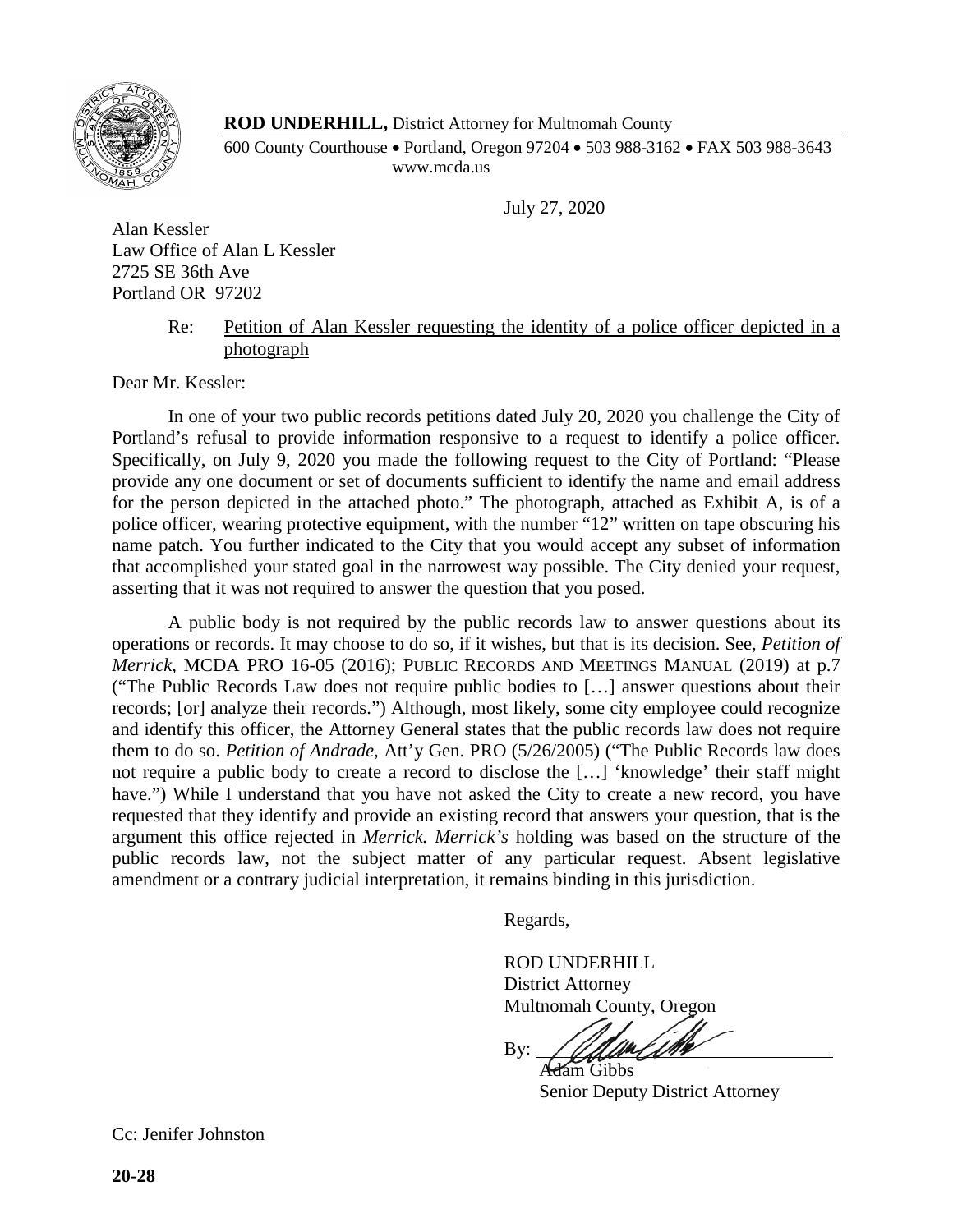**ROD UNDERHILL,** District Attorney for Multnomah County

600 County Courthouse • Portland, Oregon 97204 • 503 988-3162 • FAX 503 988-3643
www.mcda.us

July 27, 2020

Alan Kessler
Law Office of Alan L Kessler
2725 SE 36th Ave
Portland OR 97202

Re: Petition of Alan Kessler requesting the identity of a police officer depicted in a photograph

Dear Mr. Kessler:

In one of your two public records petitions dated July 20, 2020 you challenge the City of Portland's refusal to provide information responsive to a request to identify a police officer. Specifically, on July 9, 2020 you made the following request to the City of Portland: "Please provide any one document or set of documents sufficient to identify the name and email address for the person depicted in the attached photo." The photograph, attached as Exhibit A, is of a police officer, wearing protective equipment, with the number "12" written on tape obscuring his name patch. You further indicated to the City that you would accept any subset of information that accomplished your stated goal in the narrowest way possible. The City denied your request, asserting that it was not required to answer the question that you posed.

A public body is not required by the public records law to answer questions about its operations or records. It may choose to do so, if it wishes, but that is its decision. See, *Petition of Merrick*, MCDA PRO 16-05 (2016); PUBLIC RECORDS AND MEETINGS MANUAL (2019) at p.7 ("The Public Records Law does not require public bodies to […] answer questions about their records; [or] analyze their records.") Although, most likely, some city employee could recognize and identify this officer, the Attorney General states that the public records law does not require them to do so. *Petition of Andrade*, Att'y Gen. PRO (5/26/2005) ("The Public Records law does not require a public body to create a record to disclose the […] 'knowledge' their staff might have.") While I understand that you have not asked the City to create a new record, you have requested that they identify and provide an existing record that answers your question, that is the argument this office rejected in *Merrick. Merrick's* holding was based on the structure of the public records law, not the subject matter of any particular request. Absent legislative amendment or a contrary judicial interpretation, it remains binding in this jurisdiction.

Regards,

ROD UNDERHILL
District Attorney
Multnomah County, Oregon

By: ______________________
Adam Gibbs
Senior Deputy District Attorney

Cc: Jenifer Johnston

**20-28**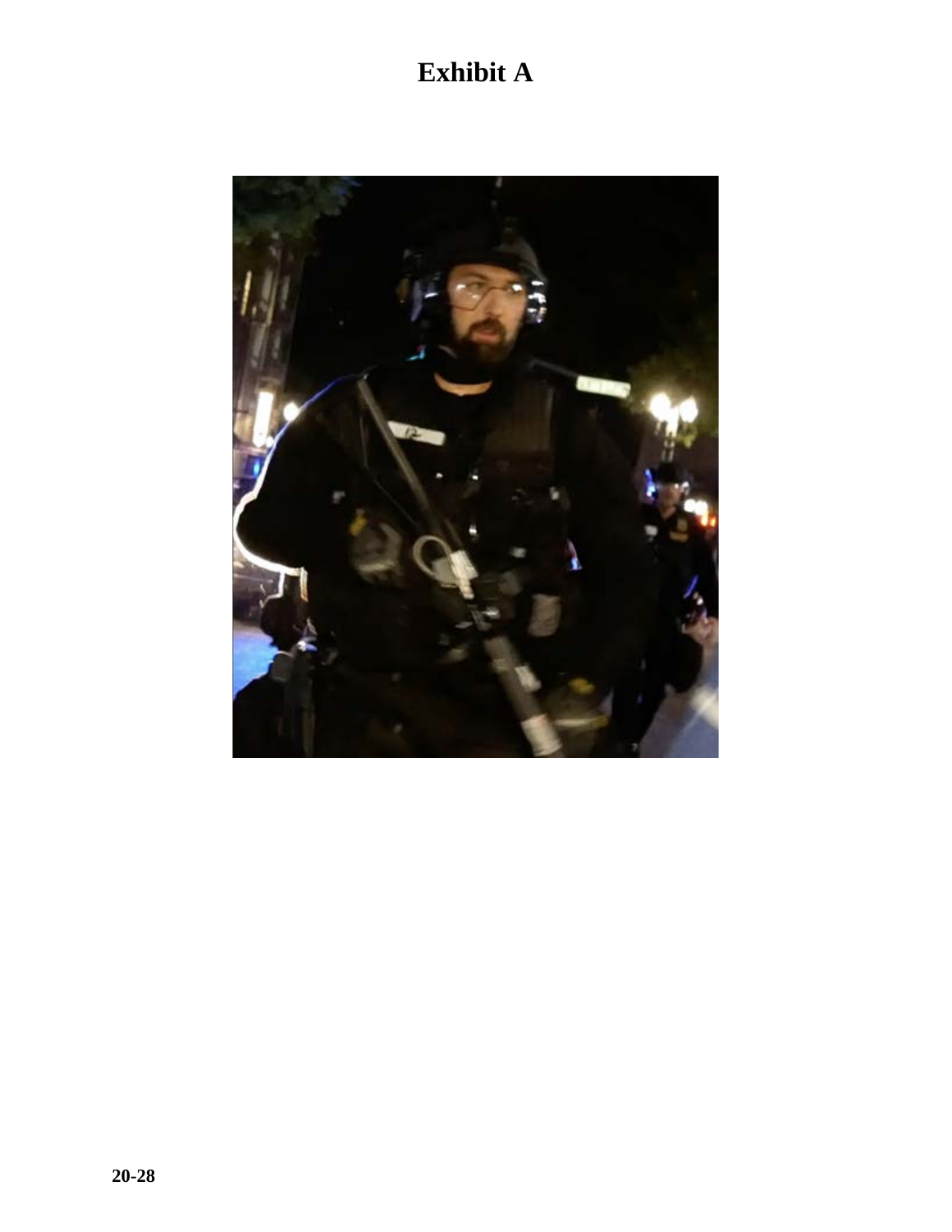# Exhibit A

20-28